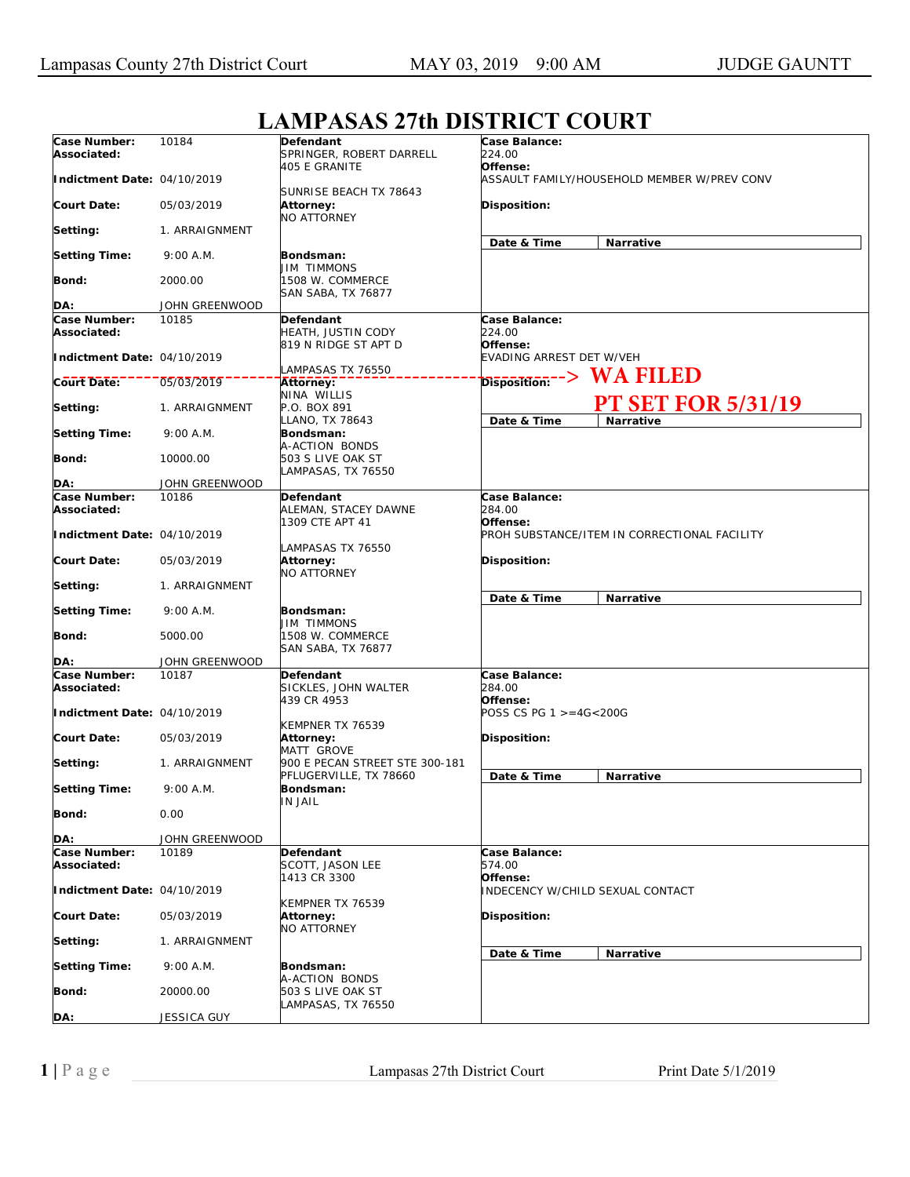# LAMPASAS 27th DISTRICT COURT

| | | | |
|---|---|---|---|
| **Case Number:** 10184<br>**Associated:**<br>**Indictment Date:** 04/10/2019<br>**Court Date:** 05/03/2019<br>**Setting:** 1. ARRAIGNMENT<br>**Setting Time:** 9:00 A.M.<br>**Bond:** 2000.00<br>**DA:** JOHN GREENWOOD | **Defendant**<br>SPRINGER, ROBERT DARRELL<br>405 E GRANITE<br>SUNRISE BEACH TX 78643<br>**Attorney:**<br>NO ATTORNEY<br>**Bondsman:**<br>JIM TIMMONS<br>1508 W. COMMERCE<br>SAN SABA, TX 76877 | **Case Balance:**<br>224.00<br>**Offense:**<br>ASSAULT FAMILY/HOUSEHOLD MEMBER W/PREV CONV<br>**Disposition:** | **Date & Time** / **Narrative** |
| **Case Number:** 10185<br>**Associated:**<br>**Indictment Date:** 04/10/2019<br>**Court Date:** 05/03/2019<br>**Setting:** 1. ARRAIGNMENT<br>**Setting Time:** 9:00 A.M.<br>**Bond:** 10000.00<br>**DA:** JOHN GREENWOOD | **Defendant**<br>HEATH, JUSTIN CODY<br>819 N RIDGE ST APT D<br>LAMPASAS TX 76550<br>**Attorney:**<br>NINA WILLIS<br>P.O. BOX 891<br>LLANO, TX 78643<br>**Bondsman:**<br>A-ACTION BONDS<br>503 S LIVE OAK ST<br>LAMPASAS, TX 76550 | **Case Balance:**<br>224.00<br>**Offense:**<br>EVADING ARREST DET W/VEH<br>**Disposition:** --> WA FILED<br>PT SET FOR 5/31/19 | **Date & Time** / **Narrative** |
| **Case Number:** 10186<br>**Associated:**<br>**Indictment Date:** 04/10/2019<br>**Court Date:** 05/03/2019<br>**Setting:** 1. ARRAIGNMENT<br>**Setting Time:** 9:00 A.M.<br>**Bond:** 5000.00<br>**DA:** JOHN GREENWOOD | **Defendant**<br>ALEMAN, STACEY DAWNE<br>1309 CTE APT 41<br>LAMPASAS TX 76550<br>**Attorney:**<br>NO ATTORNEY<br>**Bondsman:**<br>JIM TIMMONS<br>1508 W. COMMERCE<br>SAN SABA, TX 76877 | **Case Balance:**<br>284.00<br>**Offense:**<br>PROH SUBSTANCE/ITEM IN CORRECTIONAL FACILITY<br>**Disposition:** | **Date & Time** / **Narrative** |
| **Case Number:** 10187<br>**Associated:**<br>**Indictment Date:** 04/10/2019<br>**Court Date:** 05/03/2019<br>**Setting:** 1. ARRAIGNMENT<br>**Setting Time:** 9:00 A.M.<br>**Bond:** 0.00<br>**DA:** JOHN GREENWOOD | **Defendant**<br>SICKLES, JOHN WALTER<br>439 CR 4953<br>KEMPNER TX 76539<br>**Attorney:**<br>MATT GROVE<br>900 E PECAN STREET STE 300-181<br>PFLUGERVILLE, TX 78660<br>**Bondsman:**<br>IN JAIL | **Case Balance:**<br>284.00<br>**Offense:**<br>POSS CS PG 1 >=4G<200G<br>**Disposition:** | **Date & Time** / **Narrative** |
| **Case Number:** 10189<br>**Associated:**<br>**Indictment Date:** 04/10/2019<br>**Court Date:** 05/03/2019<br>**Setting:** 1. ARRAIGNMENT<br>**Setting Time:** 9:00 A.M.<br>**Bond:** 20000.00<br>**DA:** JESSICA GUY | **Defendant**<br>SCOTT, JASON LEE<br>1413 CR 3300<br>KEMPNER TX 76539<br>**Attorney:**<br>NO ATTORNEY<br>**Bondsman:**<br>A-ACTION BONDS<br>503 S LIVE OAK ST<br>LAMPASAS, TX 76550 | **Case Balance:**<br>574.00<br>**Offense:**<br>INDECENCY W/CHILD SEXUAL CONTACT<br>**Disposition:** | **Date & Time** / **Narrative** |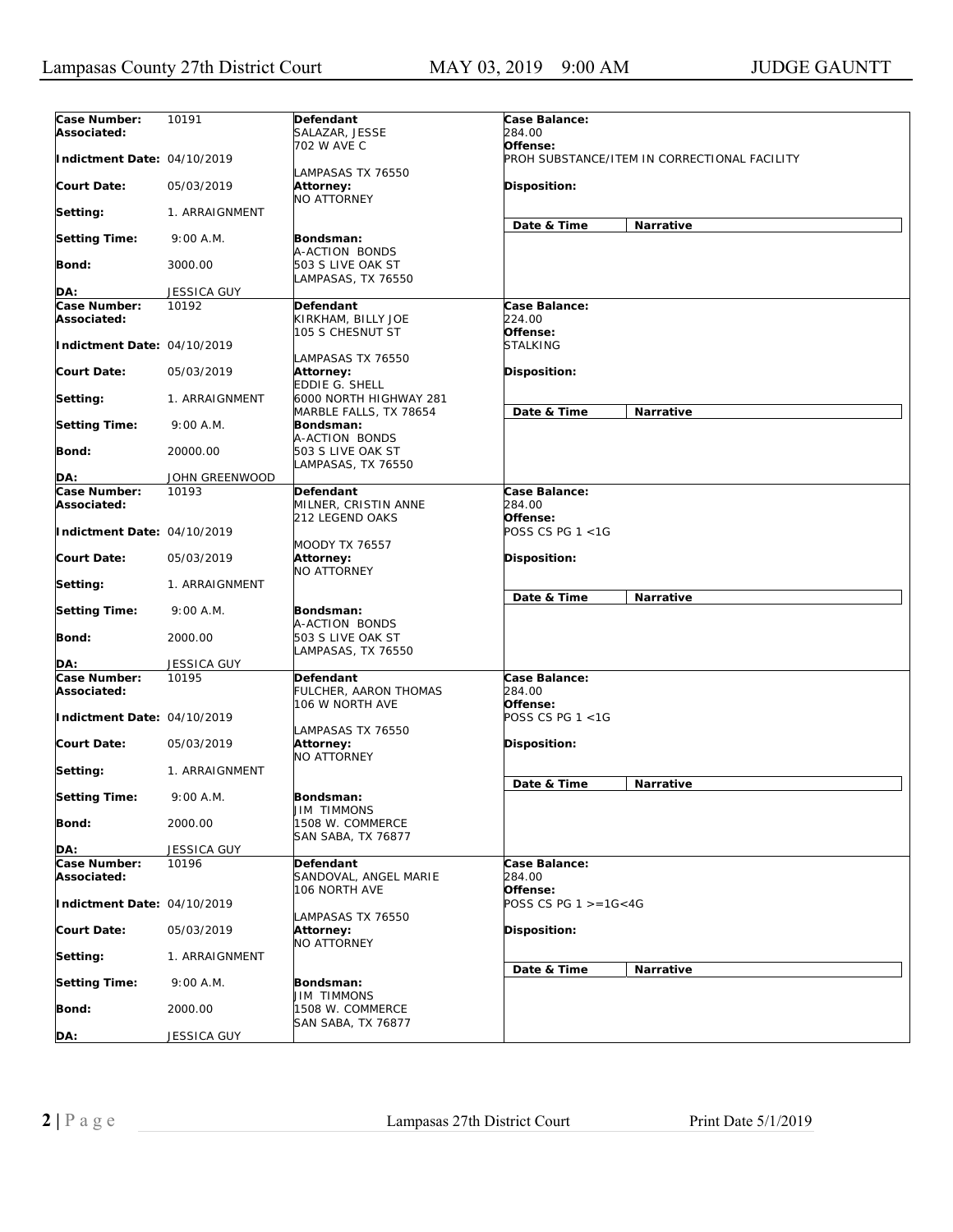| Case Number: | 10191 | Defendant | Case Balance: |
|---|---|---|---|
| Associated: | | SALAZAR, JESSE<br>702 W AVE C<br><br>LAMPASAS TX 76550 | 284.00 |
| Indictment Date: | 04/10/2019 | | Offense:<br>PROH SUBSTANCE/ITEM IN CORRECTIONAL FACILITY |
| Court Date: | 05/03/2019 | Attorney:<br>NO ATTORNEY | Disposition: |
| Setting: | 1. ARRAIGNMENT | | Date & Time / Narrative |
| Setting Time: | 9:00 A.M. | Bondsman:<br>A-ACTION BONDS<br>503 S LIVE OAK ST<br>LAMPASAS, TX 76550 | |
| Bond: | 3000.00 | | |
| DA: | JESSICA GUY | | |

| Case Number: | 10192 | Defendant | Case Balance: |
|---|---|---|---|
| Associated: | | KIRKHAM, BILLY JOE<br>105 S CHESNUT ST<br><br>LAMPASAS TX 76550 | 224.00 |
| Indictment Date: | 04/10/2019 | | Offense:<br>STALKING |
| Court Date: | 05/03/2019 | Attorney:<br>EDDIE G. SHELL<br>6000 NORTH HIGHWAY 281<br>MARBLE FALLS, TX 78654 | Disposition: |
| Setting: | 1. ARRAIGNMENT | | Date & Time / Narrative |
| Setting Time: | 9:00 A.M. | Bondsman:<br>A-ACTION BONDS<br>503 S LIVE OAK ST<br>LAMPASAS, TX 76550 | |
| Bond: | 20000.00 | | |
| DA: | JOHN GREENWOOD | | |

| Case Number: | 10193 | Defendant | Case Balance: |
|---|---|---|---|
| Associated: | | MILNER, CRISTIN ANNE<br>212 LEGEND OAKS<br><br>MOODY TX 76557 | 284.00 |
| Indictment Date: | 04/10/2019 | | Offense:<br>POSS CS PG 1 <1G |
| Court Date: | 05/03/2019 | Attorney:<br>NO ATTORNEY | Disposition: |
| Setting: | 1. ARRAIGNMENT | | Date & Time / Narrative |
| Setting Time: | 9:00 A.M. | Bondsman:<br>A-ACTION BONDS<br>503 S LIVE OAK ST<br>LAMPASAS, TX 76550 | |
| Bond: | 2000.00 | | |
| DA: | JESSICA GUY | | |

| Case Number: | 10195 | Defendant | Case Balance: |
|---|---|---|---|
| Associated: | | FULCHER, AARON THOMAS<br>106 W NORTH AVE<br><br>LAMPASAS TX 76550 | 284.00 |
| Indictment Date: | 04/10/2019 | | Offense:<br>POSS CS PG 1 <1G |
| Court Date: | 05/03/2019 | Attorney:<br>NO ATTORNEY | Disposition: |
| Setting: | 1. ARRAIGNMENT | | Date & Time / Narrative |
| Setting Time: | 9:00 A.M. | Bondsman:<br>JIM TIMMONS<br>1508 W. COMMERCE<br>SAN SABA, TX 76877 | |
| Bond: | 2000.00 | | |
| DA: | JESSICA GUY | | |

| Case Number: | 10196 | Defendant | Case Balance: |
|---|---|---|---|
| Associated: | | SANDOVAL, ANGEL MARIE<br>106 NORTH AVE<br><br>LAMPASAS TX 76550 | 284.00 |
| Indictment Date: | 04/10/2019 | | Offense:<br>POSS CS PG 1 >=1G<4G |
| Court Date: | 05/03/2019 | Attorney:<br>NO ATTORNEY | Disposition: |
| Setting: | 1. ARRAIGNMENT | | Date & Time / Narrative |
| Setting Time: | 9:00 A.M. | Bondsman:<br>JIM TIMMONS<br>1508 W. COMMERCE<br>SAN SABA, TX 76877 | |
| Bond: | 2000.00 | | |
| DA: | JESSICA GUY | | |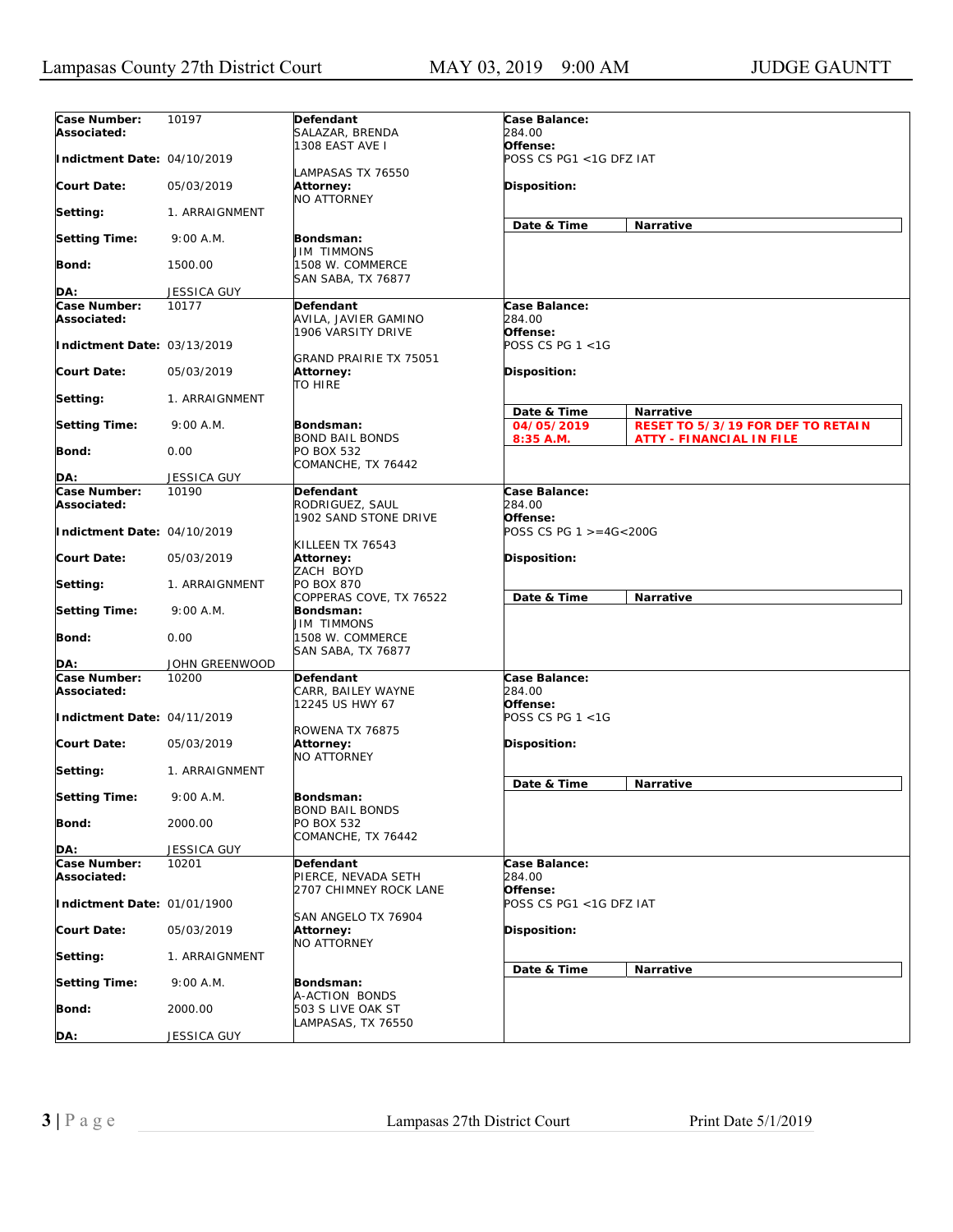Lampasas County 27th District Court | MAY 03, 2019 9:00 AM | JUDGE GAUNTT

| Case Number: | 10197 | Defendant | Case Balance: |
|---|---|---|---|
| Associated: | | SALAZAR, BRENDA<br>1308 EAST AVE I<br>LAMPASAS TX 76550 | 284.00 |
| Indictment Date: | 04/10/2019 | | **Offense:** POSS CS PG1 <1G DFZ IAT |
| Court Date: | 05/03/2019 | **Attorney:** NO ATTORNEY | **Disposition:** |
| Setting: | 1. ARRAIGNMENT | | **Date & Time** / **Narrative** |
| Setting Time: | 9:00 A.M. | **Bondsman:** JIM TIMMONS<br>1508 W. COMMERCE<br>SAN SABA, TX 76877 | |
| Bond: | 1500.00 | | |
| DA: | JESSICA GUY | | |

| Case Number: | 10177 | Defendant | Case Balance: |
|---|---|---|---|
| Associated: | | AVILA, JAVIER GAMINO<br>1906 VARSITY DRIVE<br>GRAND PRAIRIE TX 75051 | 284.00 |
| Indictment Date: | 03/13/2019 | | **Offense:** POSS CS PG 1 <1G |
| Court Date: | 05/03/2019 | **Attorney:** TO HIRE | **Disposition:** |
| Setting: | 1. ARRAIGNMENT | | **Date & Time** / **Narrative** |
| Setting Time: | 9:00 A.M. | **Bondsman:** BOND BAIL BONDS<br>PO BOX 532<br>COMANCHE, TX 76442 | 04/05/2019 8:35 A.M. — RESET TO 5/3/19 FOR DEF TO RETAIN ATTY - FINANCIAL IN FILE |
| Bond: | 0.00 | | |
| DA: | JESSICA GUY | | |

| Case Number: | 10190 | Defendant | Case Balance: |
|---|---|---|---|
| Associated: | | RODRIGUEZ, SAUL<br>1902 SAND STONE DRIVE<br>KILLEEN TX 76543 | 284.00 |
| Indictment Date: | 04/10/2019 | | **Offense:** POSS CS PG 1 >=4G<200G |
| Court Date: | 05/03/2019 | **Attorney:** ZACH BOYD<br>PO BOX 870<br>COPPERAS COVE, TX 76522 | **Disposition:** |
| Setting: | 1. ARRAIGNMENT | | **Date & Time** / **Narrative** |
| Setting Time: | 9:00 A.M. | **Bondsman:** JIM TIMMONS<br>1508 W. COMMERCE<br>SAN SABA, TX 76877 | |
| Bond: | 0.00 | | |
| DA: | JOHN GREENWOOD | | |

| Case Number: | 10200 | Defendant | Case Balance: |
|---|---|---|---|
| Associated: | | CARR, BAILEY WAYNE<br>12245 US HWY 67<br>ROWENA TX 76875 | 284.00 |
| Indictment Date: | 04/11/2019 | | **Offense:** POSS CS PG 1 <1G |
| Court Date: | 05/03/2019 | **Attorney:** NO ATTORNEY | **Disposition:** |
| Setting: | 1. ARRAIGNMENT | | **Date & Time** / **Narrative** |
| Setting Time: | 9:00 A.M. | **Bondsman:** BOND BAIL BONDS<br>PO BOX 532<br>COMANCHE, TX 76442 | |
| Bond: | 2000.00 | | |
| DA: | JESSICA GUY | | |

| Case Number: | 10201 | Defendant | Case Balance: |
|---|---|---|---|
| Associated: | | PIERCE, NEVADA SETH<br>2707 CHIMNEY ROCK LANE<br>SAN ANGELO TX 76904 | 284.00 |
| Indictment Date: | 01/01/1900 | | **Offense:** POSS CS PG1 <1G DFZ IAT |
| Court Date: | 05/03/2019 | **Attorney:** NO ATTORNEY | **Disposition:** |
| Setting: | 1. ARRAIGNMENT | | **Date & Time** / **Narrative** |
| Setting Time: | 9:00 A.M. | **Bondsman:** A-ACTION BONDS<br>503 S LIVE OAK ST<br>LAMPASAS, TX 76550 | |
| Bond: | 2000.00 | | |
| DA: | JESSICA GUY | | |

Print Date 5/1/2019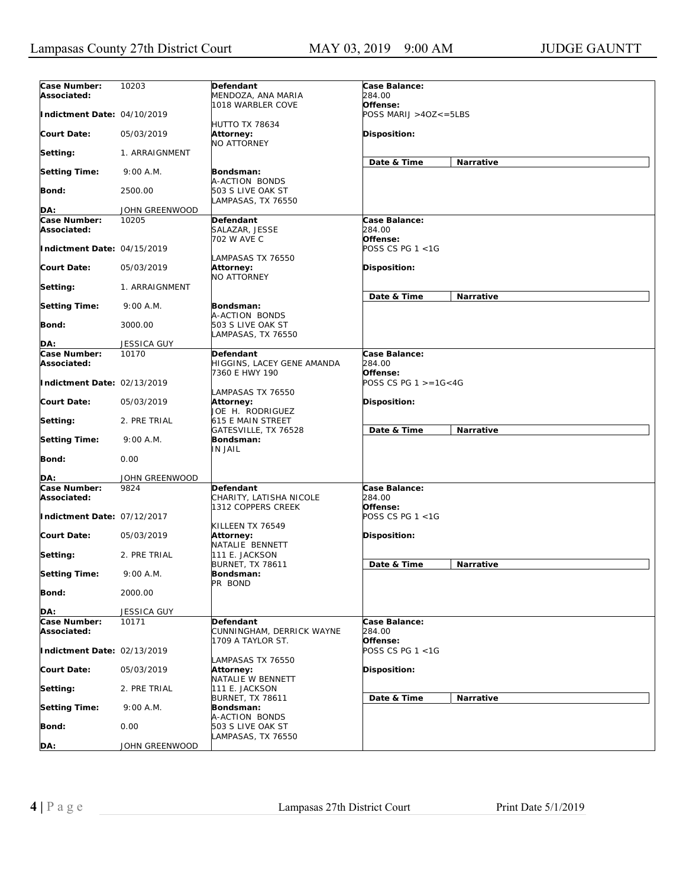| Case Number: | 10203 | Defendant | Case Balance: |
|---|---|---|---|
| Associated: | | MENDOZA, ANA MARIA<br>1018 WARBLER COVE<br>HUTTO TX 78634 | 284.00 |
| Indictment Date: | 04/10/2019 | | Offense:<br>POSS MARIJ >4OZ<=5LBS |
| Court Date: | 05/03/2019 | Attorney:<br>NO ATTORNEY | Disposition: |
| Setting: | 1. ARRAIGNMENT | | Date & Time / Narrative |
| Setting Time: | 9:00 A.M. | Bondsman:<br>A-ACTION BONDS<br>503 S LIVE OAK ST<br>LAMPASAS, TX 76550 | |
| Bond: | 2500.00 | | |
| DA: | JOHN GREENWOOD | | |

| Case Number: | 10205 | Defendant | Case Balance: |
|---|---|---|---|
| Associated: | | SALAZAR, JESSE<br>702 W AVE C<br>LAMPASAS TX 76550 | 284.00 |
| Indictment Date: | 04/15/2019 | | Offense:<br>POSS CS PG 1 <1G |
| Court Date: | 05/03/2019 | Attorney:<br>NO ATTORNEY | Disposition: |
| Setting: | 1. ARRAIGNMENT | | Date & Time / Narrative |
| Setting Time: | 9:00 A.M. | Bondsman:<br>A-ACTION BONDS<br>503 S LIVE OAK ST<br>LAMPASAS, TX 76550 | |
| Bond: | 3000.00 | | |
| DA: | JESSICA GUY | | |

| Case Number: | 10170 | Defendant | Case Balance: |
|---|---|---|---|
| Associated: | | HIGGINS, LACEY GENE AMANDA<br>7360 E HWY 190<br>LAMPASAS TX 76550 | 284.00 |
| Indictment Date: | 02/13/2019 | | Offense:<br>POSS CS PG 1 >=1G<4G |
| Court Date: | 05/03/2019 | Attorney:<br>JOE H. RODRIGUEZ<br>615 E MAIN STREET<br>GATESVILLE, TX 76528 | Disposition: |
| Setting: | 2. PRE TRIAL | | Date & Time / Narrative |
| Setting Time: | 9:00 A.M. | Bondsman:<br>IN JAIL | |
| Bond: | 0.00 | | |
| DA: | JOHN GREENWOOD | | |

| Case Number: | 9824 | Defendant | Case Balance: |
|---|---|---|---|
| Associated: | | CHARITY, LATISHA NICOLE<br>1312 COPPERS CREEK<br>KILLEEN TX 76549 | 284.00 |
| Indictment Date: | 07/12/2017 | | Offense:<br>POSS CS PG 1 <1G |
| Court Date: | 05/03/2019 | Attorney:<br>NATALIE BENNETT<br>111 E. JACKSON<br>BURNET, TX 78611 | Disposition: |
| Setting: | 2. PRE TRIAL | | Date & Time / Narrative |
| Setting Time: | 9:00 A.M. | Bondsman:<br>PR BOND | |
| Bond: | 2000.00 | | |
| DA: | JESSICA GUY | | |

| Case Number: | 10171 | Defendant | Case Balance: |
|---|---|---|---|
| Associated: | | CUNNINGHAM, DERRICK WAYNE<br>1709 A TAYLOR ST.<br>LAMPASAS TX 76550 | 284.00 |
| Indictment Date: | 02/13/2019 | | Offense:<br>POSS CS PG 1 <1G |
| Court Date: | 05/03/2019 | Attorney:<br>NATALIE W BENNETT<br>111 E. JACKSON<br>BURNET, TX 78611 | Disposition: |
| Setting: | 2. PRE TRIAL | | Date & Time / Narrative |
| Setting Time: | 9:00 A.M. | Bondsman:<br>A-ACTION BONDS<br>503 S LIVE OAK ST<br>LAMPASAS, TX 76550 | |
| Bond: | 0.00 | | |
| DA: | JOHN GREENWOOD | | |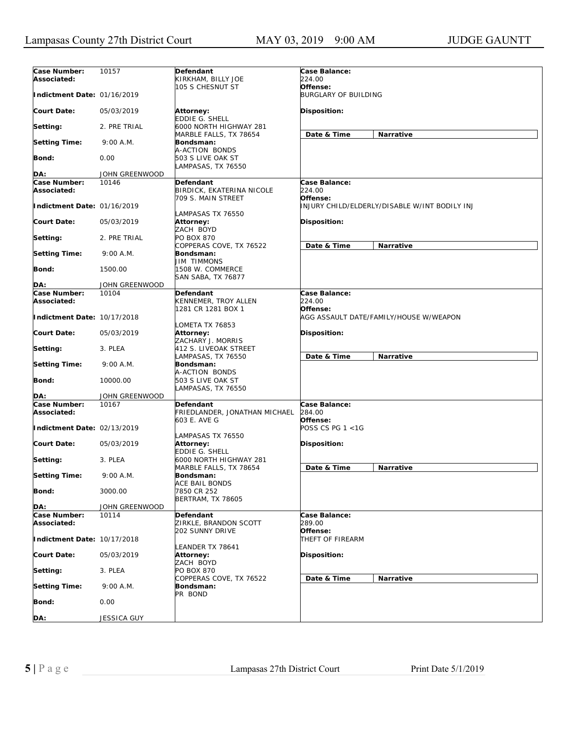| Case Number: | 10157 | Defendant | Case Balance: |
|---|---|---|---|
| Associated: | | KIRKHAM, BILLY JOE<br>105 S CHESNUT ST | 224.00 |
| Indictment Date: | 01/16/2019 | | Offense: BURGLARY OF BUILDING |
| Court Date: | 05/03/2019 | Attorney: EDDIE G. SHELL<br>6000 NORTH HIGHWAY 281<br>MARBLE FALLS, TX 78654 | Disposition: |
| Setting: | 2. PRE TRIAL | | Date & Time / Narrative |
| Setting Time: | 9:00 A.M. | Bondsman: A-ACTION BONDS<br>503 S LIVE OAK ST<br>LAMPASAS, TX 76550 | |
| Bond: | 0.00 | | |
| DA: | JOHN GREENWOOD | | |

| Case Number: | 10146 | Defendant | Case Balance: |
|---|---|---|---|
| Associated: | | BIRDICK, EKATERINA NICOLE<br>709 S. MAIN STREET<br>LAMPASAS TX 76550 | 224.00 |
| Indictment Date: | 01/16/2019 | | Offense: INJURY CHILD/ELDERLY/DISABLE W/INT BODILY INJ |
| Court Date: | 05/03/2019 | Attorney: ZACH BOYD<br>PO BOX 870<br>COPPERAS COVE, TX 76522 | Disposition: |
| Setting: | 2. PRE TRIAL | | Date & Time / Narrative |
| Setting Time: | 9:00 A.M. | Bondsman: JIM TIMMONS<br>1508 W. COMMERCE<br>SAN SABA, TX 76877 | |
| Bond: | 1500.00 | | |
| DA: | JOHN GREENWOOD | | |

| Case Number: | 10104 | Defendant | Case Balance: |
|---|---|---|---|
| Associated: | | KENNEMER, TROY ALLEN<br>1281 CR 1281 BOX 1<br>LOMETA TX 76853 | 224.00 |
| Indictment Date: | 10/17/2018 | | Offense: AGG ASSAULT DATE/FAMILY/HOUSE W/WEAPON |
| Court Date: | 05/03/2019 | Attorney: ZACHARY J. MORRIS<br>412 S. LIVEOAK STREET<br>LAMPASAS, TX 76550 | Disposition: |
| Setting: | 3. PLEA | | Date & Time / Narrative |
| Setting Time: | 9:00 A.M. | Bondsman: A-ACTION BONDS<br>503 S LIVE OAK ST<br>LAMPASAS, TX 76550 | |
| Bond: | 10000.00 | | |
| DA: | JOHN GREENWOOD | | |

| Case Number: | 10167 | Defendant | Case Balance: |
|---|---|---|---|
| Associated: | | FRIEDLANDER, JONATHAN MICHAEL<br>603 E. AVE G<br>LAMPASAS TX 76550 | 284.00 |
| Indictment Date: | 02/13/2019 | | Offense: POSS CS PG 1 <1G |
| Court Date: | 05/03/2019 | Attorney: EDDIE G. SHELL<br>6000 NORTH HIGHWAY 281<br>MARBLE FALLS, TX 78654 | Disposition: |
| Setting: | 3. PLEA | | Date & Time / Narrative |
| Setting Time: | 9:00 A.M. | Bondsman: ACE BAIL BONDS<br>7850 CR 252<br>BERTRAM, TX 78605 | |
| Bond: | 3000.00 | | |
| DA: | JOHN GREENWOOD | | |

| Case Number: | 10114 | Defendant | Case Balance: |
|---|---|---|---|
| Associated: | | ZIRKLE, BRANDON SCOTT<br>202 SUNNY DRIVE<br>LEANDER TX 78641 | 289.00 |
| Indictment Date: | 10/17/2018 | | Offense: THEFT OF FIREARM |
| Court Date: | 05/03/2019 | Attorney: ZACH BOYD<br>PO BOX 870<br>COPPERAS COVE, TX 76522 | Disposition: |
| Setting: | 3. PLEA | | Date & Time / Narrative |
| Setting Time: | 9:00 A.M. | Bondsman: PR BOND | |
| Bond: | 0.00 | | |
| DA: | JESSICA GUY | | |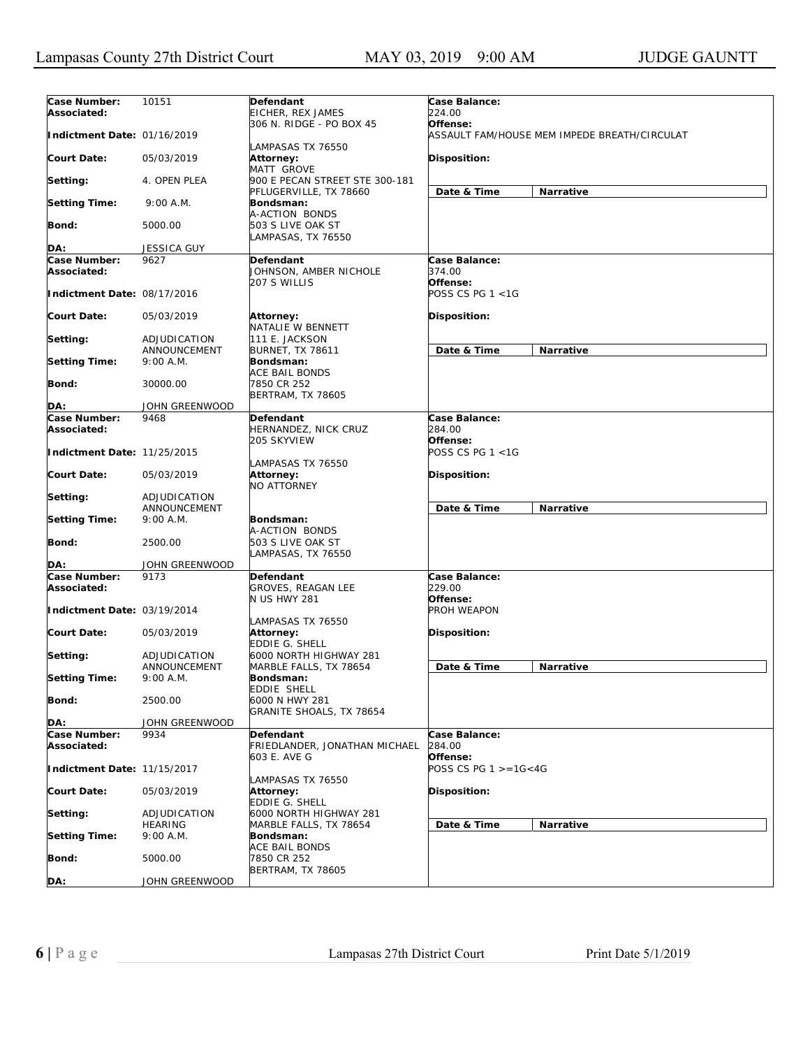| Case Number: | 10151 | Defendant | Case Balance: |
|---|---|---|---|
| Associated: | | EICHER, REX JAMES<br>306 N. RIDGE - PO BOX 45 | 224.00 |
| Indictment Date: | 01/16/2019 | LAMPASAS TX 76550 | Offense:<br>ASSAULT FAM/HOUSE MEM IMPEDE BREATH/CIRCULAT |
| Court Date: | 05/03/2019 | Attorney:<br>MATT GROVE | Disposition: |
| Setting: | 4. OPEN PLEA | 900 E PECAN STREET STE 300-181<br>PFLUGERVILLE, TX 78660 | Date & Time / Narrative |
| Setting Time: | 9:00 A.M. | Bondsman:<br>A-ACTION BONDS | |
| Bond: | 5000.00 | 503 S LIVE OAK ST<br>LAMPASAS, TX 76550 | |
| DA: | JESSICA GUY | | |

| Case Number: | 9627 | Defendant | Case Balance: |
|---|---|---|---|
| Associated: | | JOHNSON, AMBER NICHOLE<br>207 S WILLIS | 374.00 |
| Indictment Date: | 08/17/2016 | | Offense:<br>POSS CS PG 1 <1G |
| Court Date: | 05/03/2019 | Attorney:<br>NATALIE W BENNETT | Disposition: |
| Setting: | ADJUDICATION ANNOUNCEMENT | 111 E. JACKSON<br>BURNET, TX 78611 | Date & Time / Narrative |
| Setting Time: | 9:00 A.M. | Bondsman:<br>ACE BAIL BONDS | |
| Bond: | 30000.00 | 7850 CR 252<br>BERTRAM, TX 78605 | |
| DA: | JOHN GREENWOOD | | |

| Case Number: | 9468 | Defendant | Case Balance: |
|---|---|---|---|
| Associated: | | HERNANDEZ, NICK CRUZ<br>205 SKYVIEW | 284.00 |
| Indictment Date: | 11/25/2015 | LAMPASAS TX 76550 | Offense:<br>POSS CS PG 1 <1G |
| Court Date: | 05/03/2019 | Attorney:<br>NO ATTORNEY | Disposition: |
| Setting: | ADJUDICATION ANNOUNCEMENT | | Date & Time / Narrative |
| Setting Time: | 9:00 A.M. | Bondsman:<br>A-ACTION BONDS | |
| Bond: | 2500.00 | 503 S LIVE OAK ST<br>LAMPASAS, TX 76550 | |
| DA: | JOHN GREENWOOD | | |

| Case Number: | 9173 | Defendant | Case Balance: |
|---|---|---|---|
| Associated: | | GROVES, REAGAN LEE<br>N US HWY 281 | 229.00 |
| Indictment Date: | 03/19/2014 | LAMPASAS TX 76550 | Offense:<br>PROH WEAPON |
| Court Date: | 05/03/2019 | Attorney:<br>EDDIE G. SHELL | Disposition: |
| Setting: | ADJUDICATION ANNOUNCEMENT | 6000 NORTH HIGHWAY 281<br>MARBLE FALLS, TX 78654 | Date & Time / Narrative |
| Setting Time: | 9:00 A.M. | Bondsman:<br>EDDIE SHELL | |
| Bond: | 2500.00 | 6000 N HWY 281<br>GRANITE SHOALS, TX 78654 | |
| DA: | JOHN GREENWOOD | | |

| Case Number: | 9934 | Defendant | Case Balance: |
|---|---|---|---|
| Associated: | | FRIEDLANDER, JONATHAN MICHAEL<br>603 E. AVE G | 284.00 |
| Indictment Date: | 11/15/2017 | LAMPASAS TX 76550 | Offense:<br>POSS CS PG 1 >=1G<4G |
| Court Date: | 05/03/2019 | Attorney:<br>EDDIE G. SHELL | Disposition: |
| Setting: | ADJUDICATION HEARING | 6000 NORTH HIGHWAY 281<br>MARBLE FALLS, TX 78654 | Date & Time / Narrative |
| Setting Time: | 9:00 A.M. | Bondsman:<br>ACE BAIL BONDS | |
| Bond: | 5000.00 | 7850 CR 252<br>BERTRAM, TX 78605 | |
| DA: | JOHN GREENWOOD | | |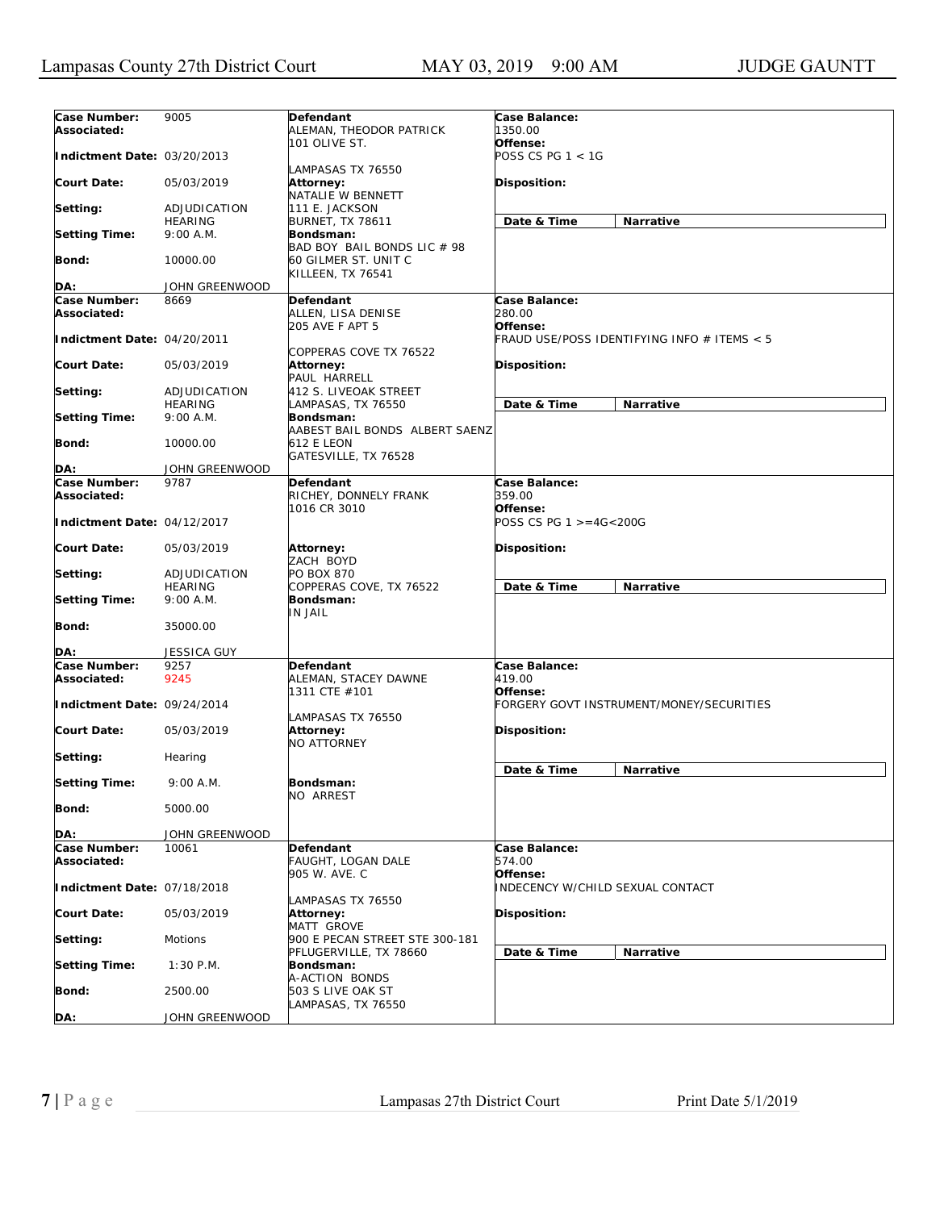| Case Number: | 9005 | Defendant | Case Balance: |
|---|---|---|---|
| Associated: | | ALEMAN, THEODOR PATRICK<br>101 OLIVE ST.<br><br>LAMPASAS TX 76550 | 1350.00 |
| Indictment Date: | 03/20/2013 | | Offense:<br>POSS CS PG 1 < 1G |
| Court Date: | 05/03/2019 | Attorney:<br>NATALIE W BENNETT<br>111 E. JACKSON<br>BURNET, TX 78611 | Disposition: |
| Setting: | ADJUDICATION HEARING | | Date & Time / Narrative |
| Setting Time: | 9:00 A.M. | Bondsman:<br>BAD BOY BAIL BONDS LIC # 98<br>60 GILMER ST. UNIT C<br>KILLEEN, TX 76541 | |
| Bond: | 10000.00 | | |
| DA: | JOHN GREENWOOD | | |
| Case Number: | 8669 | Defendant | Case Balance: |
| Associated: | | ALLEN, LISA DENISE<br>205 AVE F APT 5<br><br>COPPERAS COVE TX 76522 | 280.00 |
| Indictment Date: | 04/20/2011 | | Offense:<br>FRAUD USE/POSS IDENTIFYING INFO # ITEMS < 5 |
| Court Date: | 05/03/2019 | Attorney:<br>PAUL HARRELL<br>412 S. LIVEOAK STREET<br>LAMPASAS, TX 76550 | Disposition: |
| Setting: | ADJUDICATION HEARING | | Date & Time / Narrative |
| Setting Time: | 9:00 A.M. | Bondsman:<br>AABEST BAIL BONDS ALBERT SAENZ<br>612 E LEON<br>GATESVILLE, TX 76528 | |
| Bond: | 10000.00 | | |
| DA: | JOHN GREENWOOD | | |
| Case Number: | 9787 | Defendant | Case Balance: |
| Associated: | | RICHEY, DONNELY FRANK<br>1016 CR 3010 | 359.00 |
| Indictment Date: | 04/12/2017 | | Offense:<br>POSS CS PG 1 >=4G<200G |
| Court Date: | 05/03/2019 | Attorney:<br>ZACH BOYD<br>PO BOX 870<br>COPPERAS COVE, TX 76522 | Disposition: |
| Setting: | ADJUDICATION HEARING | | Date & Time / Narrative |
| Setting Time: | 9:00 A.M. | Bondsman:<br>IN JAIL | |
| Bond: | 35000.00 | | |
| DA: | JESSICA GUY | | |
| Case Number: | 9257 | Defendant | Case Balance: |
| Associated: | 9245 | ALEMAN, STACEY DAWNE<br>1311 CTE #101<br><br>LAMPASAS TX 76550 | 419.00 |
| Indictment Date: | 09/24/2014 | | Offense:<br>FORGERY GOVT INSTRUMENT/MONEY/SECURITIES |
| Court Date: | 05/03/2019 | Attorney:<br>NO ATTORNEY | Disposition: |
| Setting: | Hearing | | Date & Time / Narrative |
| Setting Time: | 9:00 A.M. | Bondsman:<br>NO ARREST | |
| Bond: | 5000.00 | | |
| DA: | JOHN GREENWOOD | | |
| Case Number: | 10061 | Defendant | Case Balance: |
| Associated: | | FAUGHT, LOGAN DALE<br>905 W. AVE. C<br><br>LAMPASAS TX 76550 | 574.00 |
| Indictment Date: | 07/18/2018 | | Offense:<br>INDECENCY W/CHILD SEXUAL CONTACT |
| Court Date: | 05/03/2019 | Attorney:<br>MATT GROVE<br>900 E PECAN STREET STE 300-181<br>PFLUGERVILLE, TX 78660 | Disposition: |
| Setting: | Motions | | Date & Time / Narrative |
| Setting Time: | 1:30 P.M. | Bondsman:<br>A-ACTION BONDS<br>503 S LIVE OAK ST<br>LAMPASAS, TX 76550 | |
| Bond: | 2500.00 | | |
| DA: | JOHN GREENWOOD | | |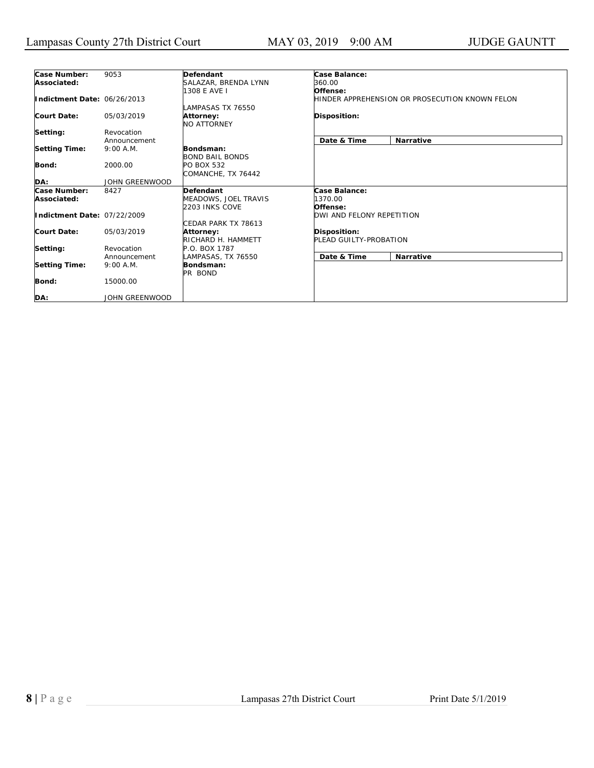| | | | |
|---|---|---|---|
| **Case Number:** 9053<br>**Associated:**<br>**Indictment Date:** 06/26/2013<br>**Court Date:** 05/03/2019<br>**Setting:** Revocation Announcement<br>**Setting Time:** 9:00 A.M.<br>**Bond:** 2000.00<br>**DA:** JOHN GREENWOOD | **Defendant**<br>SALAZAR, BRENDA LYNN<br>1308 E AVE I<br>LAMPASAS TX 76550<br>**Attorney:**<br>NO ATTORNEY<br>**Bondsman:**<br>BOND BAIL BONDS<br>PO BOX 532<br>COMANCHE, TX 76442 | **Case Balance:**<br>360.00<br>**Offense:**<br>HINDER APPREHENSION OR PROSECUTION KNOWN FELON<br>**Disposition:** | **Date & Time** / **Narrative** |
| **Case Number:** 8427<br>**Associated:**<br>**Indictment Date:** 07/22/2009<br>**Court Date:** 05/03/2019<br>**Setting:** Revocation Announcement<br>**Setting Time:** 9:00 A.M.<br>**Bond:** 15000.00<br>**DA:** JOHN GREENWOOD | **Defendant**<br>MEADOWS, JOEL TRAVIS<br>2203 INKS COVE<br>CEDAR PARK TX 78613<br>**Attorney:**<br>RICHARD H. HAMMETT<br>P.O. BOX 1787<br>LAMPASAS, TX 76550<br>**Bondsman:**<br>PR BOND | **Case Balance:**<br>1370.00<br>**Offense:**<br>DWI AND FELONY REPETITION<br>**Disposition:**<br>PLEAD GUILTY-PROBATION | **Date & Time** / **Narrative** |